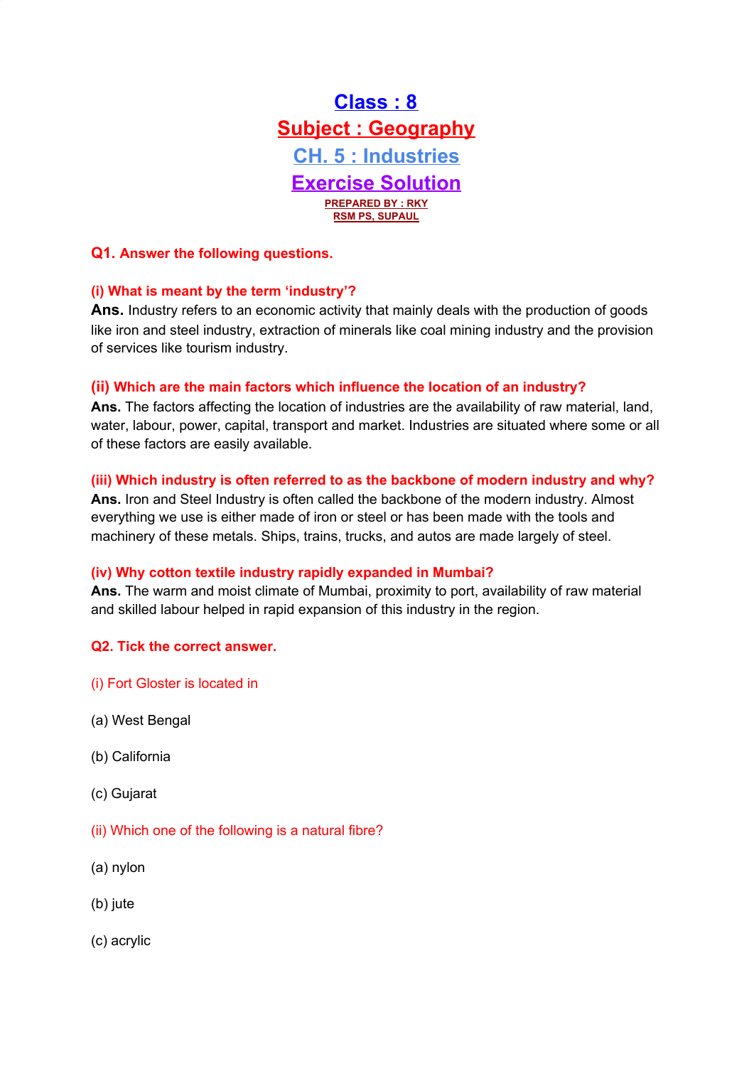# Class : 8

# Subject : Geography

## CH. 5 : Industries

## Exercise Solution

**PREPARED BY : RKY**
**RSM PS, SUPAUL**

**Q1. Answer the following questions.**

**(i) What is meant by the term 'industry'?**

**Ans.** Industry refers to an economic activity that mainly deals with the production of goods like iron and steel industry, extraction of minerals like coal mining industry and the provision of services like tourism industry.

**(ii) Which are the main factors which influence the location of an industry?**

**Ans.** The factors affecting the location of industries are the availability of raw material, land, water, labour, power, capital, transport and market. Industries are situated where some or all of these factors are easily available.

**(iii) Which industry is often referred to as the backbone of modern industry and why?**

**Ans.** Iron and Steel Industry is often called the backbone of the modern industry. Almost everything we use is either made of iron or steel or has been made with the tools and machinery of these metals. Ships, trains, trucks, and autos are made largely of steel.

**(iv) Why cotton textile industry rapidly expanded in Mumbai?**

**Ans.** The warm and moist climate of Mumbai, proximity to port, availability of raw material and skilled labour helped in rapid expansion of this industry in the region.

**Q2. Tick the correct answer.**

(i) Fort Gloster is located in

(a) West Bengal

(b) California

(c) Gujarat

(ii) Which one of the following is a natural fibre?

(a) nylon

(b) jute

(c) acrylic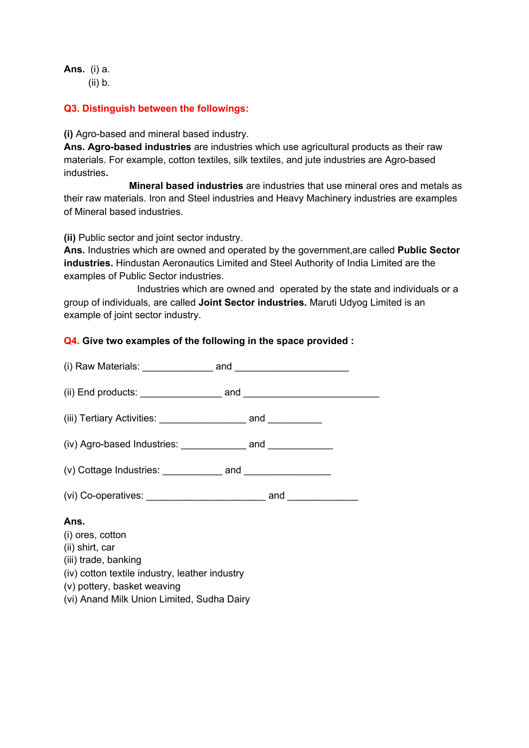**Ans.** (i) a.
(ii) b.

**Q3. Distinguish between the followings:**

**(i)** Agro-based and mineral based industry.

**Ans. Agro-based industries** are industries which use agricultural products as their raw materials. For example, cotton textiles, silk textiles, and jute industries are Agro-based industries**.**

**Mineral based industries** are industries that use mineral ores and metals as their raw materials. Iron and Steel industries and Heavy Machinery industries are examples of Mineral based industries.

**(ii)** Public sector and joint sector industry.

**Ans.** Industries which are owned and operated by the government,are called **Public Sector industries.** Hindustan Aeronautics Limited and Steel Authority of India Limited are the examples of Public Sector industries.

Industries which are owned and operated by the state and individuals or a group of individuals, are called **Joint Sector industries.** Maruti Udyog Limited is an example of joint sector industry.

**Q4. Give two examples of the following in the space provided :**

(i) Raw Materials: _____________ and _____________________

(ii) End products: _______________ and _________________________

(iii) Tertiary Activities: ________________ and __________

(iv) Agro-based Industries: ____________ and ____________

(v) Cottage Industries: ___________ and ________________

(vi) Co-operatives: ______________________ and _____________

**Ans.**

(i) ores, cotton
(ii) shirt, car
(iii) trade, banking
(iv) cotton textile industry, leather industry
(v) pottery, basket weaving
(vi) Anand Milk Union Limited, Sudha Dairy